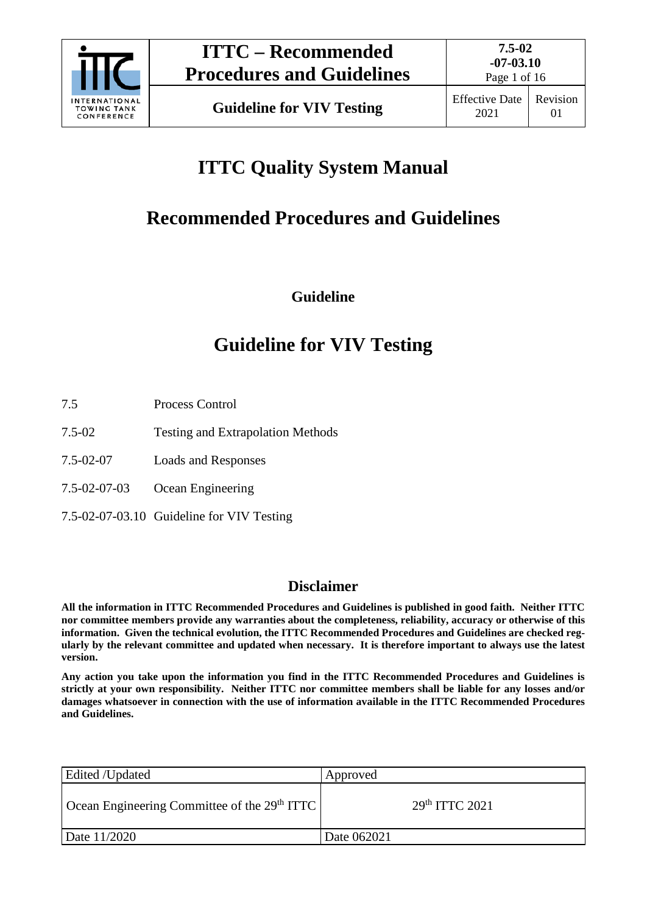# ITTC Quality System Manual

## Recommended Procedures and Guidelines

**Guideline**

# Guideline for VIV Testing

7.5 Process Control

7.5-02 Testing and Extrapolation Methods

7.5-02-07 Loads and Responses

7.5-02-07-03 Ocean Engineering

7.5-02-07-03.10 Guideline for VIV Testing

## Disclaimer

**All the information in ITTC Recommended Procedures and Guidelines is published in good faith. Neither ITTC nor committee members provide any warranties about the completeness, reliability, accuracy or otherwise of this information. Given the technical evolution, the ITTC Recommended Procedures and Guidelines are checked regularly by the relevant committee and updated when necessary. It is therefore important to always use the latest version.**

**Any action you take upon the information you find in the ITTC Recommended Procedures and Guidelines is strictly at your own responsibility. Neither ITTC nor committee members shall be liable for any losses and/or damages whatsoever in connection with the use of information available in the ITTC Recommended Procedures and Guidelines.**

| Edited /Updated | Approved |
|---|---|
| Ocean Engineering Committee of the 29th ITTC | 29th ITTC 2021 |
| Date 11/2020 | Date 062021 |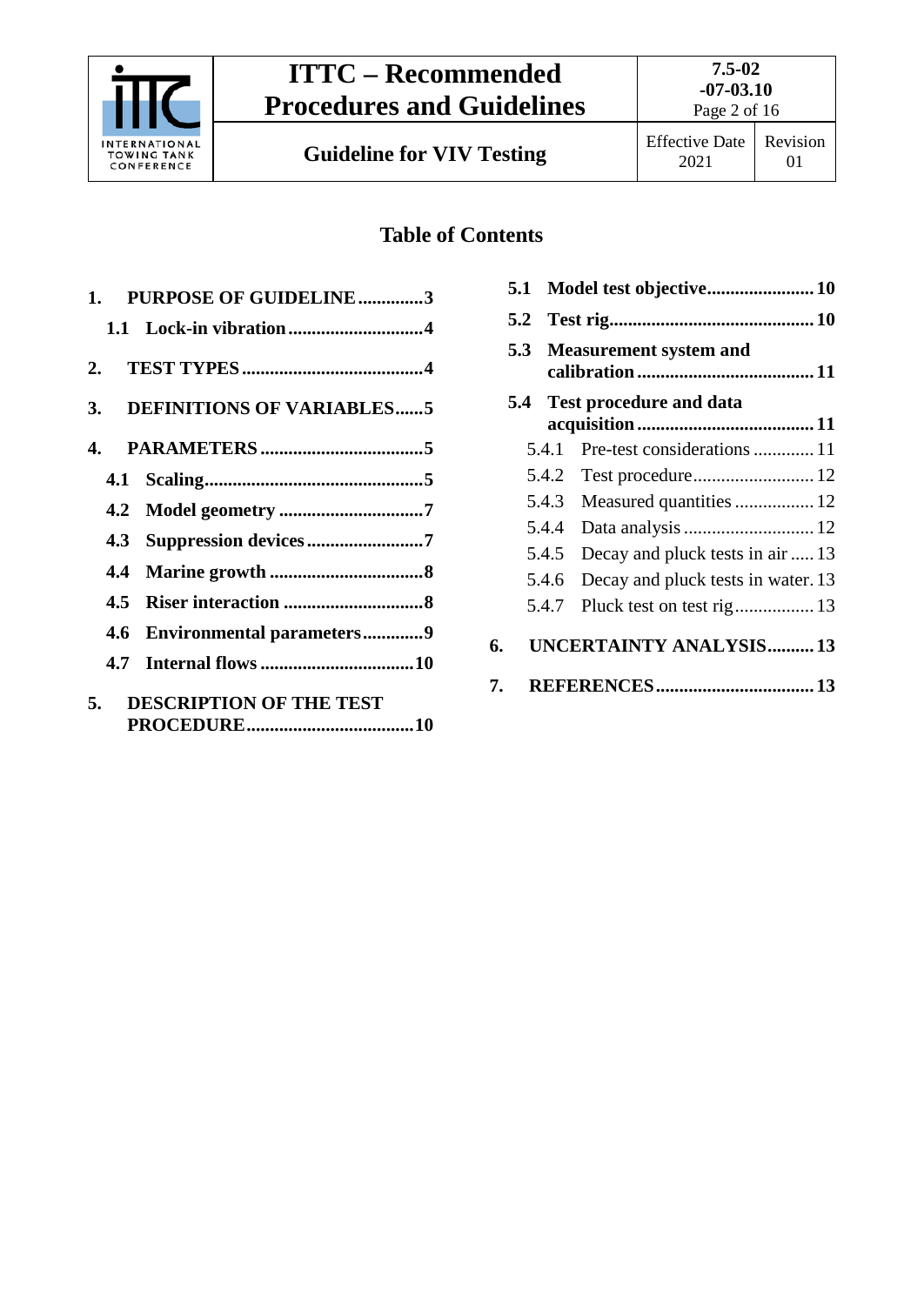## Table of Contents

1. **PURPOSE OF GUIDELINE** .............. 3
   - **1.1 Lock-in vibration** .............. 4
2. **TEST TYPES** .............. 4
3. **DEFINITIONS OF VARIABLES** ...... 5
4. **PARAMETERS** .............. 5
   - **4.1 Scaling** .............. 5
   - **4.2 Model geometry** .............. 7
   - **4.3 Suppression devices** .............. 7
   - **4.4 Marine growth** .............. 8
   - **4.5 Riser interaction** .............. 8
   - **4.6 Environmental parameters** .............. 9
   - **4.7 Internal flows** .............. 10
5. **DESCRIPTION OF THE TEST PROCEDURE** .............. 10
   - **5.1 Model test objective** .............. 10
   - **5.2 Test rig** .............. 10
   - **5.3 Measurement system and calibration** .............. 11
   - **5.4 Test procedure and data acquisition** .............. 11
     - 5.4.1 Pre-test considerations .............. 11
     - 5.4.2 Test procedure .............. 12
     - 5.4.3 Measured quantities .............. 12
     - 5.4.4 Data analysis .............. 12
     - 5.4.5 Decay and pluck tests in air .............. 13
     - 5.4.6 Decay and pluck tests in water. 13
     - 5.4.7 Pluck test on test rig .............. 13
6. **UNCERTAINTY ANALYSIS** .............. 13
7. **REFERENCES** .............. 13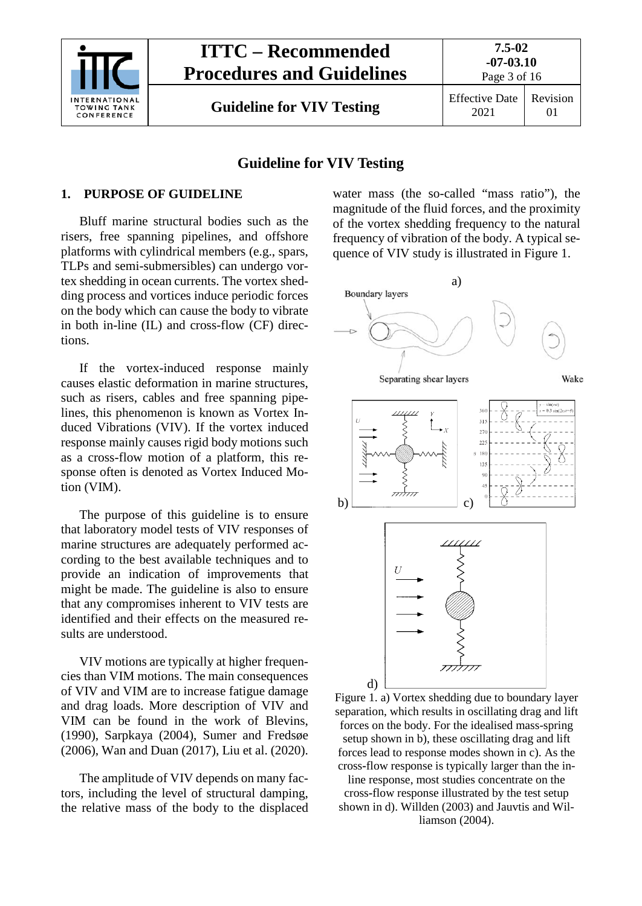# Guideline for VIV Testing

## 1. PURPOSE OF GUIDELINE

Bluff marine structural bodies such as the risers, free spanning pipelines, and offshore platforms with cylindrical members (e.g., spars, TLPs and semi-submersibles) can undergo vortex shedding in ocean currents. The vortex shedding process and vortices induce periodic forces on the body which can cause the body to vibrate in both in-line (IL) and cross-flow (CF) directions.

If the vortex-induced response mainly causes elastic deformation in marine structures, such as risers, cables and free spanning pipelines, this phenomenon is known as Vortex Induced Vibrations (VIV). If the vortex induced response mainly causes rigid body motions such as a cross-flow motion of a platform, this response often is denoted as Vortex Induced Motion (VIM).

The purpose of this guideline is to ensure that laboratory model tests of VIV responses of marine structures are adequately performed according to the best available techniques and to provide an indication of improvements that might be made. The guideline is also to ensure that any compromises inherent to VIV tests are identified and their effects on the measured results are understood.

VIV motions are typically at higher frequencies than VIM motions. The main consequences of VIV and VIM are to increase fatigue damage and drag loads. More description of VIV and VIM can be found in the work of Blevins, (1990), Sarpkaya (2004), Sumer and Fredsøe (2006), Wan and Duan (2017), Liu et al. (2020).

The amplitude of VIV depends on many factors, including the level of structural damping, the relative mass of the body to the displaced water mass (the so-called "mass ratio"), the magnitude of the fluid forces, and the proximity of the vortex shedding frequency to the natural frequency of vibration of the body. A typical sequence of VIV study is illustrated in Figure 1.

Figure 1. a) Vortex shedding due to boundary layer separation, which results in oscillating drag and lift forces on the body. For the idealised mass-spring setup shown in b), these oscillating drag and lift forces lead to response modes shown in c). As the cross-flow response is typically larger than the in-line response, most studies concentrate on the cross-flow response illustrated by the test setup shown in d). Willden (2003) and Jauvtis and Williamson (2004).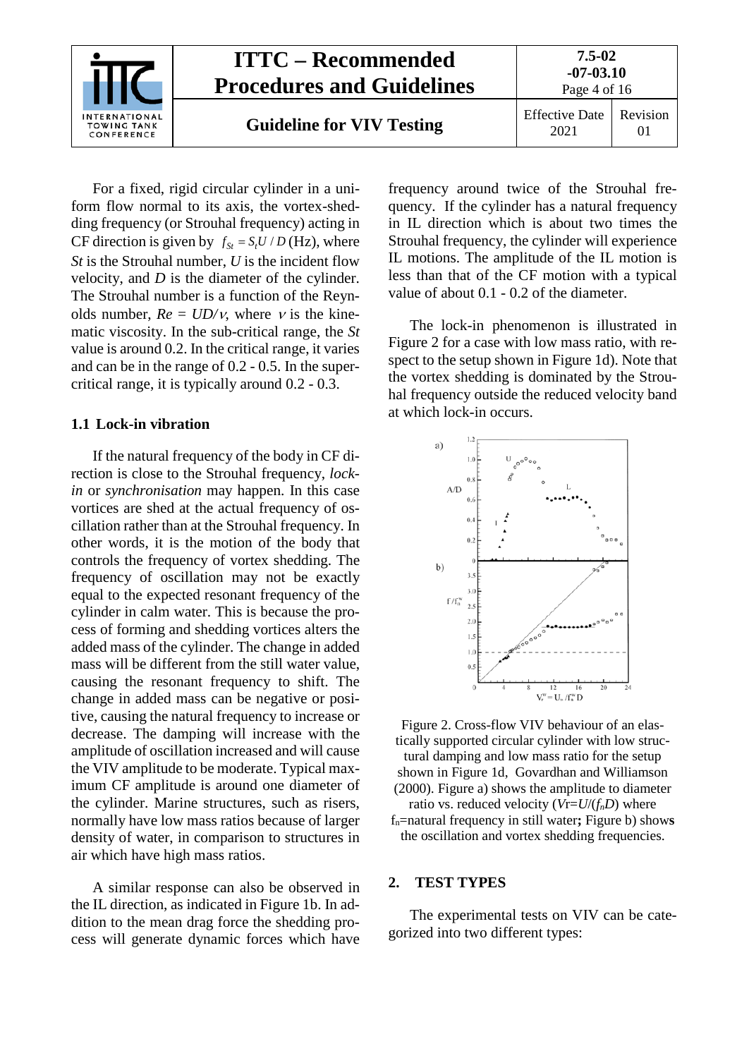For a fixed, rigid circular cylinder in a uniform flow normal to its axis, the vortex-shedding frequency (or Strouhal frequency) acting in CF direction is given by $f_{St} = S_t U / D$ (Hz), where *St* is the Strouhal number, *U* is the incident flow velocity, and *D* is the diameter of the cylinder. The Strouhal number is a function of the Reynolds number, $Re = UD/\nu$, where $\nu$ is the kinematic viscosity. In the sub-critical range, the *St* value is around 0.2. In the critical range, it varies and can be in the range of 0.2 - 0.5. In the super-critical range, it is typically around 0.2 - 0.3.

### 1.1 Lock-in vibration

If the natural frequency of the body in CF direction is close to the Strouhal frequency, *lock-in* or *synchronisation* may happen. In this case vortices are shed at the actual frequency of oscillation rather than at the Strouhal frequency. In other words, it is the motion of the body that controls the frequency of vortex shedding. The frequency of oscillation may not be exactly equal to the expected resonant frequency of the cylinder in calm water. This is because the process of forming and shedding vortices alters the added mass of the cylinder. The change in added mass will be different from the still water value, causing the resonant frequency to shift. The change in added mass can be negative or positive, causing the natural frequency to increase or decrease. The damping will increase with the amplitude of oscillation increased and will cause the VIV amplitude to be moderate. Typical maximum CF amplitude is around one diameter of the cylinder. Marine structures, such as risers, normally have low mass ratios because of larger density of water, in comparison to structures in air which have high mass ratios.

A similar response can also be observed in the IL direction, as indicated in Figure 1b. In addition to the mean drag force the shedding process will generate dynamic forces which have frequency around twice of the Strouhal frequency. If the cylinder has a natural frequency in IL direction which is about two times the Strouhal frequency, the cylinder will experience IL motions. The amplitude of the IL motion is less than that of the CF motion with a typical value of about 0.1 - 0.2 of the diameter.

The lock-in phenomenon is illustrated in Figure 2 for a case with low mass ratio, with respect to the setup shown in Figure 1d). Note that the vortex shedding is dominated by the Strouhal frequency outside the reduced velocity band at which lock-in occurs.

Figure 2. Cross-flow VIV behaviour of an elastically supported circular cylinder with low structural damping and low mass ratio for the setup shown in Figure 1d, Govardhan and Williamson (2000). Figure a) shows the amplitude to diameter ratio vs. reduced velocity ($Vr=U/(f_nD)$ where $f_n$=natural frequency in still water**;** Figure b) show**s** the oscillation and vortex shedding frequencies.

## 2. TEST TYPES

The experimental tests on VIV can be categorized into two different types: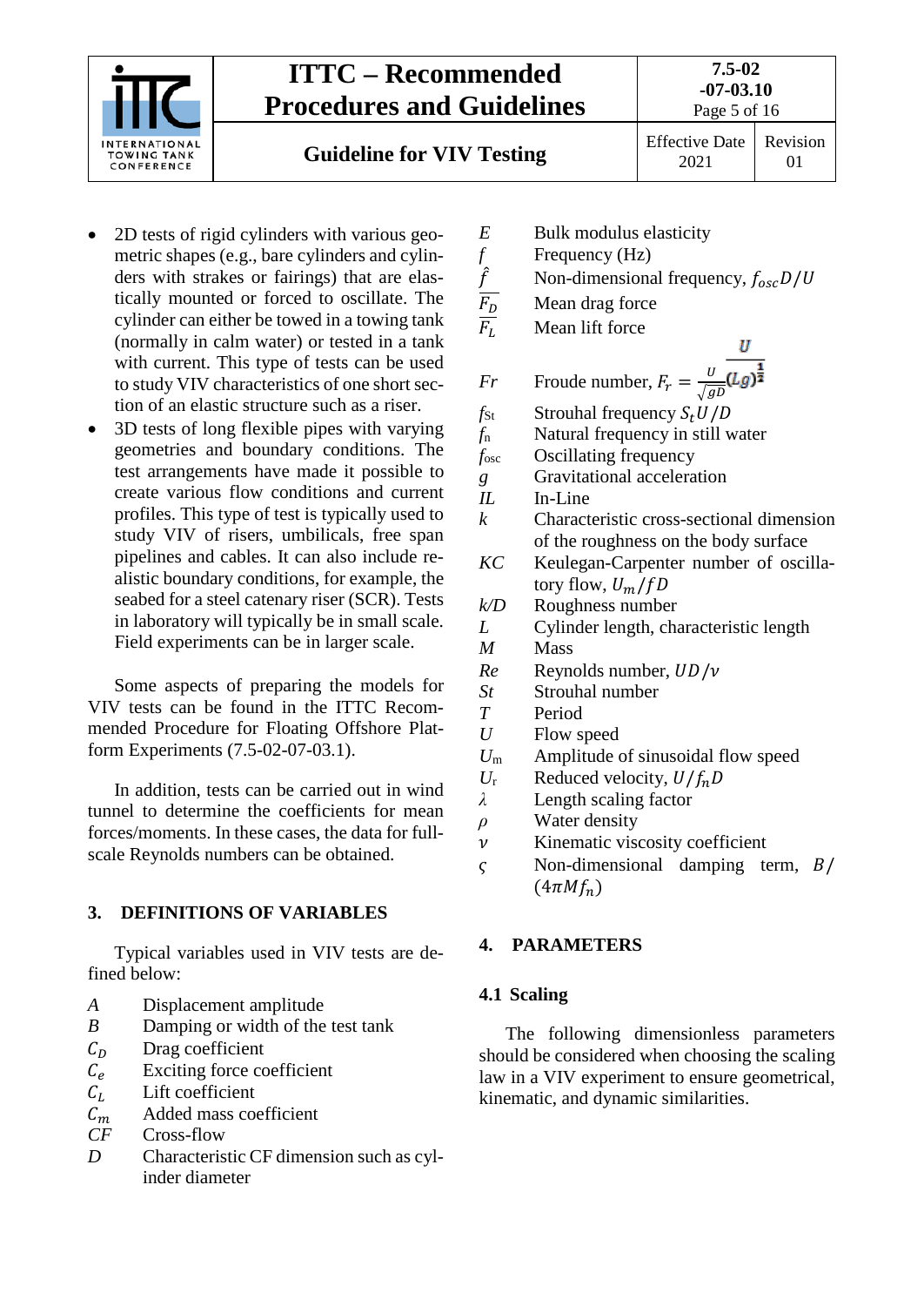- 2D tests of rigid cylinders with various geometric shapes (e.g., bare cylinders and cylinders with strakes or fairings) that are elastically mounted or forced to oscillate. The cylinder can either be towed in a towing tank (normally in calm water) or tested in a tank with current. This type of tests can be used to study VIV characteristics of one short section of an elastic structure such as a riser.
- 3D tests of long flexible pipes with varying geometries and boundary conditions. The test arrangements have made it possible to create various flow conditions and current profiles. This type of test is typically used to study VIV of risers, umbilicals, free span pipelines and cables. It can also include realistic boundary conditions, for example, the seabed for a steel catenary riser (SCR). Tests in laboratory will typically be in small scale. Field experiments can be in larger scale.

Some aspects of preparing the models for VIV tests can be found in the ITTC Recommended Procedure for Floating Offshore Platform Experiments (7.5-02-07-03.1).

In addition, tests can be carried out in wind tunnel to determine the coefficients for mean forces/moments. In these cases, the data for full-scale Reynolds numbers can be obtained.

## 3. DEFINITIONS OF VARIABLES

Typical variables used in VIV tests are defined below:

| | |
|---|---|
| $A$ | Displacement amplitude |
| $B$ | Damping or width of the test tank |
| $C_D$ | Drag coefficient |
| $C_e$ | Exciting force coefficient |
| $C_L$ | Lift coefficient |
| $C_m$ | Added mass coefficient |
| $CF$ | Cross-flow |
| $D$ | Characteristic CF dimension such as cylinder diameter |
| $E$ | Bulk modulus elasticity |
| $f$ | Frequency (Hz) |
| $\hat{f}$ | Non-dimensional frequency, $f_{osc}D/U$ |
| $\overline{F_D}$ | Mean drag force |
| $\overline{F_L}$ | Mean lift force |
| $Fr$ | Froude number, $F_r = \frac{U}{\sqrt{gD}} \frac{U}{(Lg)^{\frac{1}{2}}}$ |
| $f_{St}$ | Strouhal frequency $S_t U/D$ |
| $f_n$ | Natural frequency in still water |
| $f_{osc}$ | Oscillating frequency |
| $g$ | Gravitational acceleration |
| $IL$ | In-Line |
| $k$ | Characteristic cross-sectional dimension of the roughness on the body surface |
| $KC$ | Keulegan-Carpenter number of oscillatory flow, $U_m/fD$ |
| $k/D$ | Roughness number |
| $L$ | Cylinder length, characteristic length |
| $M$ | Mass |
| $Re$ | Reynolds number, $UD/\nu$ |
| $St$ | Strouhal number |
| $T$ | Period |
| $U$ | Flow speed |
| $U_m$ | Amplitude of sinusoidal flow speed |
| $U_r$ | Reduced velocity, $U/f_n D$ |
| $\lambda$ | Length scaling factor |
| $\rho$ | Water density |
| $\nu$ | Kinematic viscosity coefficient |
| $\varsigma$ | Non-dimensional damping term, $B/(4\pi M f_n)$ |

## 4. PARAMETERS

### 4.1 Scaling

The following dimensionless parameters should be considered when choosing the scaling law in a VIV experiment to ensure geometrical, kinematic, and dynamic similarities.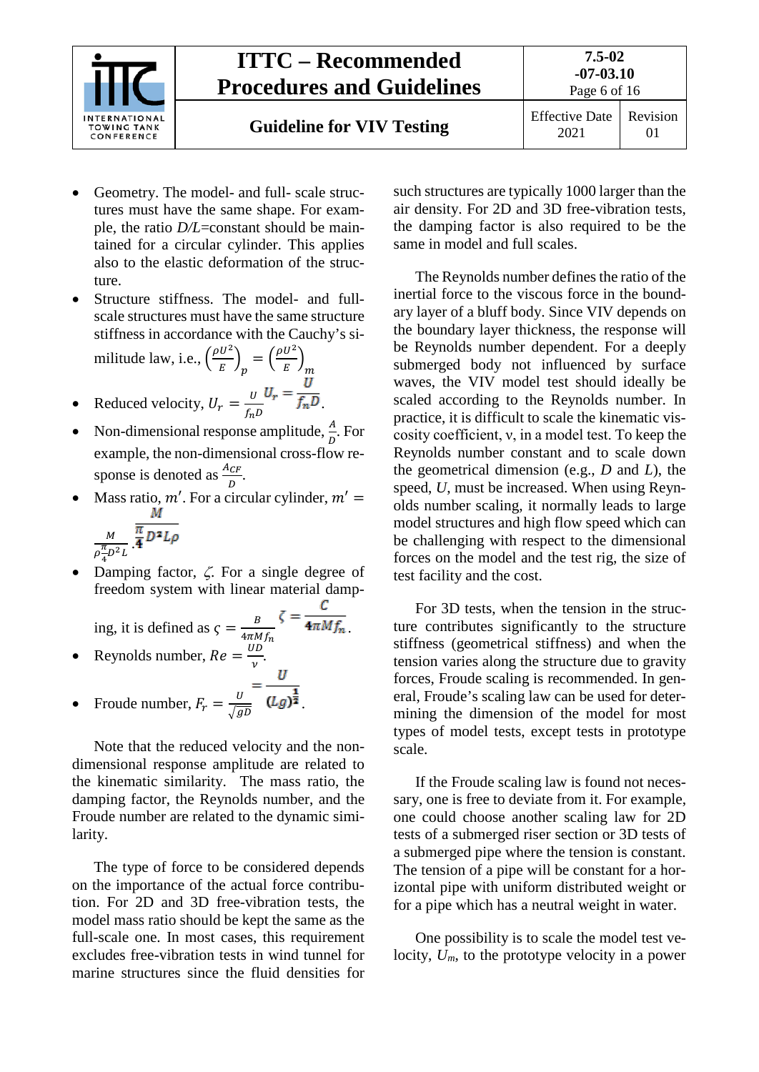- Geometry. The model- and full- scale structures must have the same shape. For example, the ratio $D/L$=constant should be maintained for a circular cylinder. This applies also to the elastic deformation of the structure.
- Structure stiffness. The model- and full-scale structures must have the same structure stiffness in accordance with the Cauchy's similitude law, i.e., $\left(\frac{\rho U^2}{E}\right)_p = \left(\frac{\rho U^2}{E}\right)_m$
- Reduced velocity, $U_r = \frac{U}{f_n D}$.
- Non-dimensional response amplitude, $\frac{A}{D}$. For example, the non-dimensional cross-flow response is denoted as $\frac{A_{CF}}{D}$.
- Mass ratio, $m'$. For a circular cylinder, $m' = \frac{M}{\rho \frac{\pi}{4} D^2 L}$.
- Damping factor, $\zeta$. For a single degree of freedom system with linear material damping, it is defined as $\zeta = \frac{B}{4\pi M f_n}$.
- Reynolds number, $Re = \frac{UD}{\nu}$.
- Froude number, $F_r = \frac{U}{\sqrt{gD}}$.

Note that the reduced velocity and the non-dimensional response amplitude are related to the kinematic similarity. The mass ratio, the damping factor, the Reynolds number, and the Froude number are related to the dynamic similarity.

The type of force to be considered depends on the importance of the actual force contribution. For 2D and 3D free-vibration tests, the model mass ratio should be kept the same as the full-scale one. In most cases, this requirement excludes free-vibration tests in wind tunnel for marine structures since the fluid densities for such structures are typically 1000 larger than the air density. For 2D and 3D free-vibration tests, the damping factor is also required to be the same in model and full scales.

The Reynolds number defines the ratio of the inertial force to the viscous force in the boundary layer of a bluff body. Since VIV depends on the boundary layer thickness, the response will be Reynolds number dependent. For a deeply submerged body not influenced by surface waves, the VIV model test should ideally be scaled according to the Reynolds number. In practice, it is difficult to scale the kinematic viscosity coefficient, $\nu$, in a model test. To keep the Reynolds number constant and to scale down the geometrical dimension (e.g., $D$ and $L$), the speed, $U$, must be increased. When using Reynolds number scaling, it normally leads to large model structures and high flow speed which can be challenging with respect to the dimensional forces on the model and the test rig, the size of test facility and the cost.

For 3D tests, when the tension in the structure contributes significantly to the structure stiffness (geometrical stiffness) and when the tension varies along the structure due to gravity forces, Froude scaling is recommended. In general, Froude's scaling law can be used for determining the dimension of the model for most types of model tests, except tests in prototype scale.

If the Froude scaling law is found not necessary, one is free to deviate from it. For example, one could choose another scaling law for 2D tests of a submerged riser section or 3D tests of a submerged pipe where the tension is constant. The tension of a pipe will be constant for a horizontal pipe with uniform distributed weight or for a pipe which has a neutral weight in water.

One possibility is to scale the model test velocity, $U_m$, to the prototype velocity in a power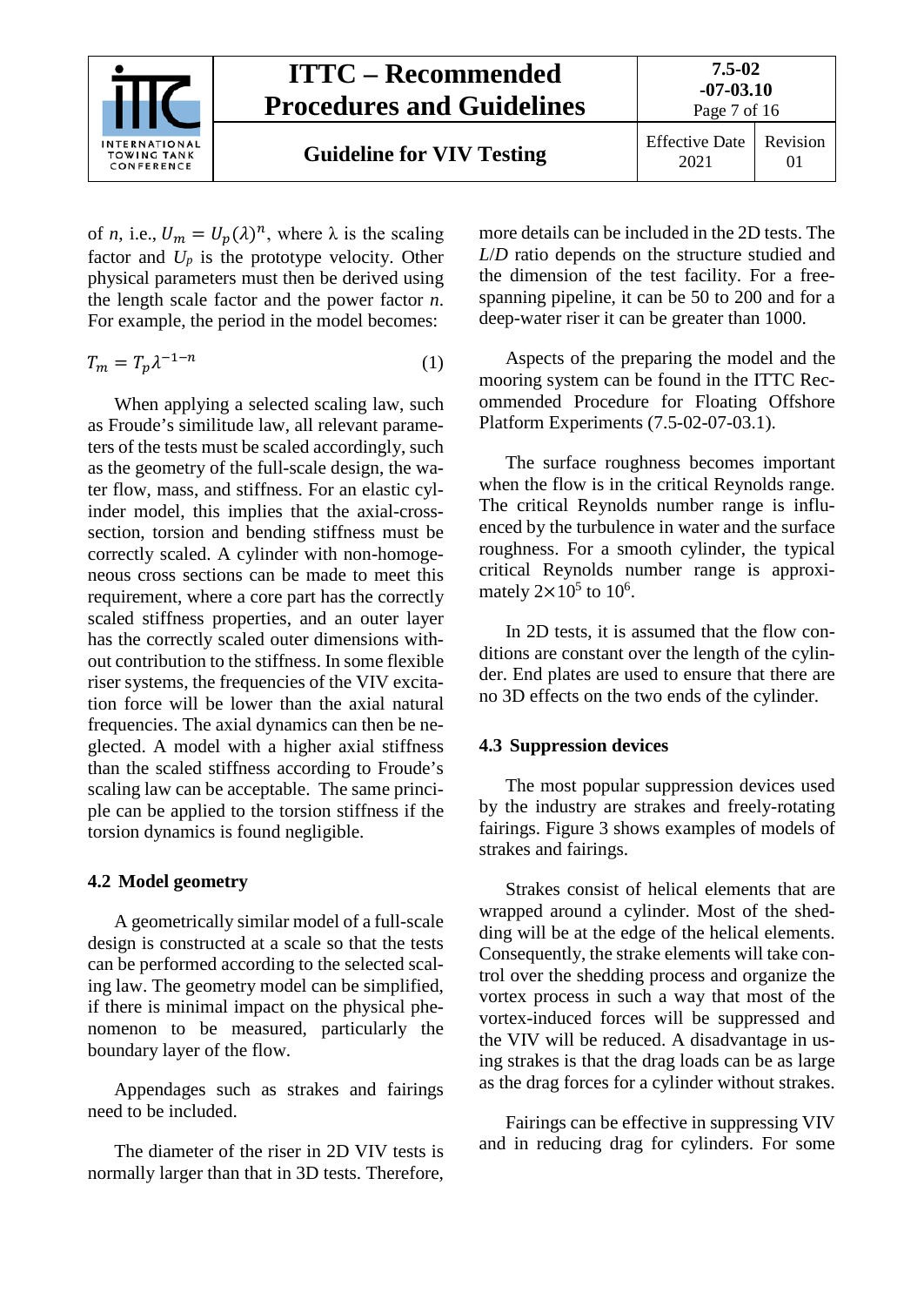of $n$, i.e., $U_m = U_p(\lambda)^n$, where λ is the scaling factor and $U_p$ is the prototype velocity. Other physical parameters must then be derived using the length scale factor and the power factor $n$. For example, the period in the model becomes:

$$T_m = T_p \lambda^{-1-n} \tag{1}$$

When applying a selected scaling law, such as Froude's similitude law, all relevant parameters of the tests must be scaled accordingly, such as the geometry of the full-scale design, the water flow, mass, and stiffness. For an elastic cylinder model, this implies that the axial-cross-section, torsion and bending stiffness must be correctly scaled. A cylinder with non-homogeneous cross sections can be made to meet this requirement, where a core part has the correctly scaled stiffness properties, and an outer layer has the correctly scaled outer dimensions without contribution to the stiffness. In some flexible riser systems, the frequencies of the VIV excitation force will be lower than the axial natural frequencies. The axial dynamics can then be neglected. A model with a higher axial stiffness than the scaled stiffness according to Froude's scaling law can be acceptable. The same principle can be applied to the torsion stiffness if the torsion dynamics is found negligible.

### 4.2 Model geometry

A geometrically similar model of a full-scale design is constructed at a scale so that the tests can be performed according to the selected scaling law. The geometry model can be simplified, if there is minimal impact on the physical phenomenon to be measured, particularly the boundary layer of the flow.

Appendages such as strakes and fairings need to be included.

The diameter of the riser in 2D VIV tests is normally larger than that in 3D tests. Therefore, more details can be included in the 2D tests. The $L/D$ ratio depends on the structure studied and the dimension of the test facility. For a free-spanning pipeline, it can be 50 to 200 and for a deep-water riser it can be greater than 1000.

Aspects of the preparing the model and the mooring system can be found in the ITTC Recommended Procedure for Floating Offshore Platform Experiments (7.5-02-07-03.1).

The surface roughness becomes important when the flow is in the critical Reynolds range. The critical Reynolds number range is influenced by the turbulence in water and the surface roughness. For a smooth cylinder, the typical critical Reynolds number range is approximately $2\times10^5$ to $10^6$.

In 2D tests, it is assumed that the flow conditions are constant over the length of the cylinder. End plates are used to ensure that there are no 3D effects on the two ends of the cylinder.

### 4.3 Suppression devices

The most popular suppression devices used by the industry are strakes and freely-rotating fairings. Figure 3 shows examples of models of strakes and fairings.

Strakes consist of helical elements that are wrapped around a cylinder. Most of the shedding will be at the edge of the helical elements. Consequently, the strake elements will take control over the shedding process and organize the vortex process in such a way that most of the vortex-induced forces will be suppressed and the VIV will be reduced. A disadvantage in using strakes is that the drag loads can be as large as the drag forces for a cylinder without strakes.

Fairings can be effective in suppressing VIV and in reducing drag for cylinders. For some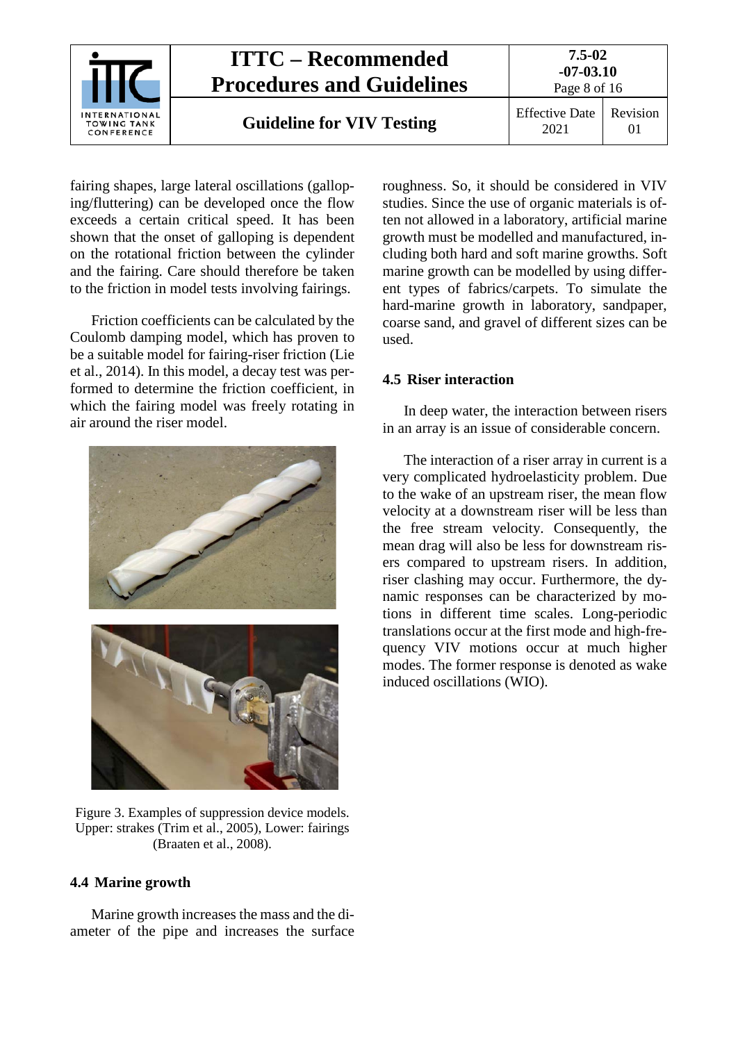fairing shapes, large lateral oscillations (galloping/fluttering) can be developed once the flow exceeds a certain critical speed. It has been shown that the onset of galloping is dependent on the rotational friction between the cylinder and the fairing. Care should therefore be taken to the friction in model tests involving fairings.

Friction coefficients can be calculated by the Coulomb damping model, which has proven to be a suitable model for fairing-riser friction (Lie et al., 2014). In this model, a decay test was performed to determine the friction coefficient, in which the fairing model was freely rotating in air around the riser model.

Figure 3. Examples of suppression device models. Upper: strakes (Trim et al., 2005), Lower: fairings (Braaten et al., 2008).

## 4.4 Marine growth

Marine growth increases the mass and the diameter of the pipe and increases the surface roughness. So, it should be considered in VIV studies. Since the use of organic materials is often not allowed in a laboratory, artificial marine growth must be modelled and manufactured, including both hard and soft marine growths. Soft marine growth can be modelled by using different types of fabrics/carpets. To simulate the hard-marine growth in laboratory, sandpaper, coarse sand, and gravel of different sizes can be used.

## 4.5 Riser interaction

In deep water, the interaction between risers in an array is an issue of considerable concern.

The interaction of a riser array in current is a very complicated hydroelasticity problem. Due to the wake of an upstream riser, the mean flow velocity at a downstream riser will be less than the free stream velocity. Consequently, the mean drag will also be less for downstream risers compared to upstream risers. In addition, riser clashing may occur. Furthermore, the dynamic responses can be characterized by motions in different time scales. Long-periodic translations occur at the first mode and high-frequency VIV motions occur at much higher modes. The former response is denoted as wake induced oscillations (WIO).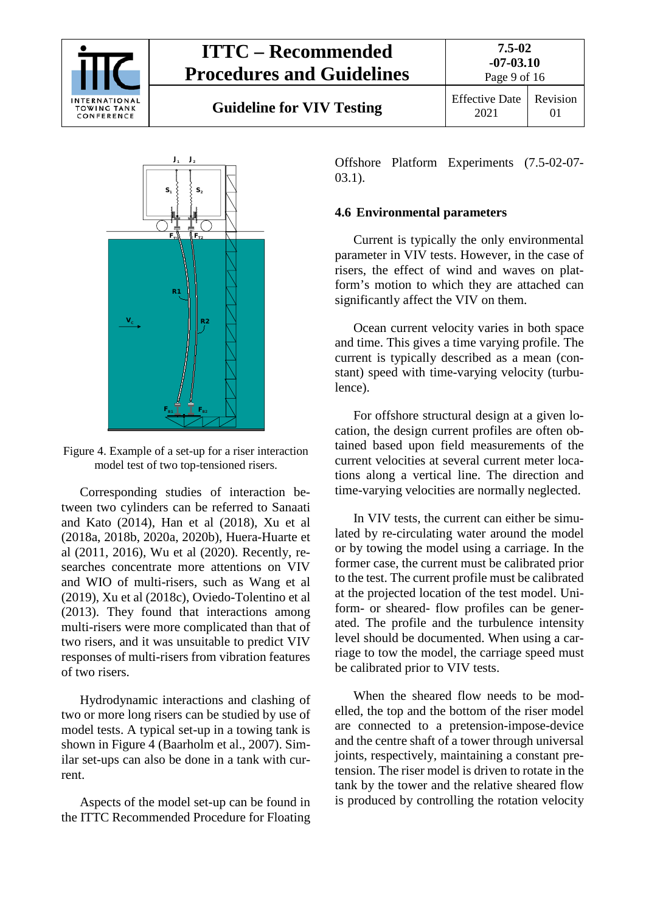Figure 4. Example of a set-up for a riser interaction model test of two top-tensioned risers.

Corresponding studies of interaction between two cylinders can be referred to Sanaati and Kato (2014), Han et al (2018), Xu et al (2018a, 2018b, 2020a, 2020b), Huera-Huarte et al (2011, 2016), Wu et al (2020). Recently, researches concentrate more attentions on VIV and WIO of multi-risers, such as Wang et al (2019), Xu et al (2018c), Oviedo-Tolentino et al (2013). They found that interactions among multi-risers were more complicated than that of two risers, and it was unsuitable to predict VIV responses of multi-risers from vibration features of two risers.

Hydrodynamic interactions and clashing of two or more long risers can be studied by use of model tests. A typical set-up in a towing tank is shown in Figure 4 (Baarholm et al., 2007). Similar set-ups can also be done in a tank with current.

Aspects of the model set-up can be found in the ITTC Recommended Procedure for Floating Offshore Platform Experiments (7.5-02-07-03.1).

## 4.6 Environmental parameters

Current is typically the only environmental parameter in VIV tests. However, in the case of risers, the effect of wind and waves on platform's motion to which they are attached can significantly affect the VIV on them.

Ocean current velocity varies in both space and time. This gives a time varying profile. The current is typically described as a mean (constant) speed with time-varying velocity (turbulence).

For offshore structural design at a given location, the design current profiles are often obtained based upon field measurements of the current velocities at several current meter locations along a vertical line. The direction and time-varying velocities are normally neglected.

In VIV tests, the current can either be simulated by re-circulating water around the model or by towing the model using a carriage. In the former case, the current must be calibrated prior to the test. The current profile must be calibrated at the projected location of the test model. Uniform- or sheared- flow profiles can be generated. The profile and the turbulence intensity level should be documented. When using a carriage to tow the model, the carriage speed must be calibrated prior to VIV tests.

When the sheared flow needs to be modelled, the top and the bottom of the riser model are connected to a pretension-impose-device and the centre shaft of a tower through universal joints, respectively, maintaining a constant pretension. The riser model is driven to rotate in the tank by the tower and the relative sheared flow is produced by controlling the rotation velocity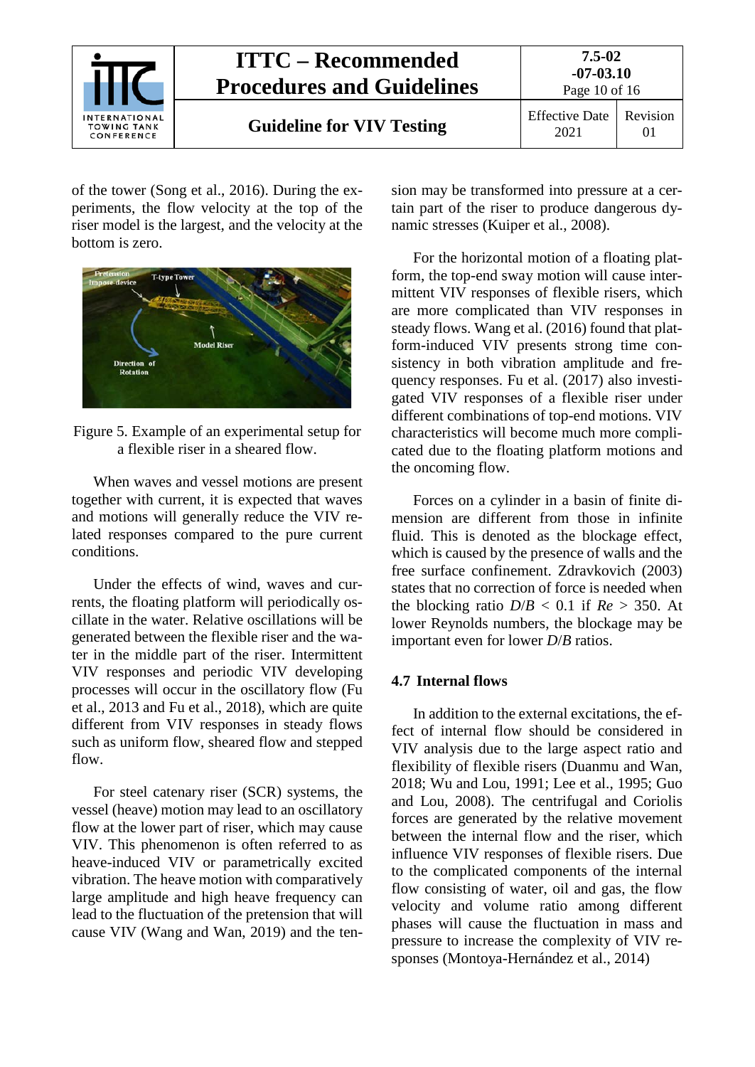of the tower (Song et al., 2016). During the experiments, the flow velocity at the top of the riser model is the largest, and the velocity at the bottom is zero.

Figure 5. Example of an experimental setup for a flexible riser in a sheared flow.

When waves and vessel motions are present together with current, it is expected that waves and motions will generally reduce the VIV related responses compared to the pure current conditions.

Under the effects of wind, waves and currents, the floating platform will periodically oscillate in the water. Relative oscillations will be generated between the flexible riser and the water in the middle part of the riser. Intermittent VIV responses and periodic VIV developing processes will occur in the oscillatory flow (Fu et al., 2013 and Fu et al., 2018), which are quite different from VIV responses in steady flows such as uniform flow, sheared flow and stepped flow.

For steel catenary riser (SCR) systems, the vessel (heave) motion may lead to an oscillatory flow at the lower part of riser, which may cause VIV. This phenomenon is often referred to as heave-induced VIV or parametrically excited vibration. The heave motion with comparatively large amplitude and high heave frequency can lead to the fluctuation of the pretension that will cause VIV (Wang and Wan, 2019) and the tension may be transformed into pressure at a certain part of the riser to produce dangerous dynamic stresses (Kuiper et al., 2008).

For the horizontal motion of a floating platform, the top-end sway motion will cause intermittent VIV responses of flexible risers, which are more complicated than VIV responses in steady flows. Wang et al. (2016) found that platform-induced VIV presents strong time consistency in both vibration amplitude and frequency responses. Fu et al. (2017) also investigated VIV responses of a flexible riser under different combinations of top-end motions. VIV characteristics will become much more complicated due to the floating platform motions and the oncoming flow.

Forces on a cylinder in a basin of finite dimension are different from those in infinite fluid. This is denoted as the blockage effect, which is caused by the presence of walls and the free surface confinement. Zdravkovich (2003) states that no correction of force is needed when the blocking ratio $D/B < 0.1$ if $Re > 350$. At lower Reynolds numbers, the blockage may be important even for lower $D/B$ ratios.

## 4.7 Internal flows

In addition to the external excitations, the effect of internal flow should be considered in VIV analysis due to the large aspect ratio and flexibility of flexible risers (Duanmu and Wan, 2018; Wu and Lou, 1991; Lee et al., 1995; Guo and Lou, 2008). The centrifugal and Coriolis forces are generated by the relative movement between the internal flow and the riser, which influence VIV responses of flexible risers. Due to the complicated components of the internal flow consisting of water, oil and gas, the flow velocity and volume ratio among different phases will cause the fluctuation in mass and pressure to increase the complexity of VIV responses (Montoya-Hernández et al., 2014)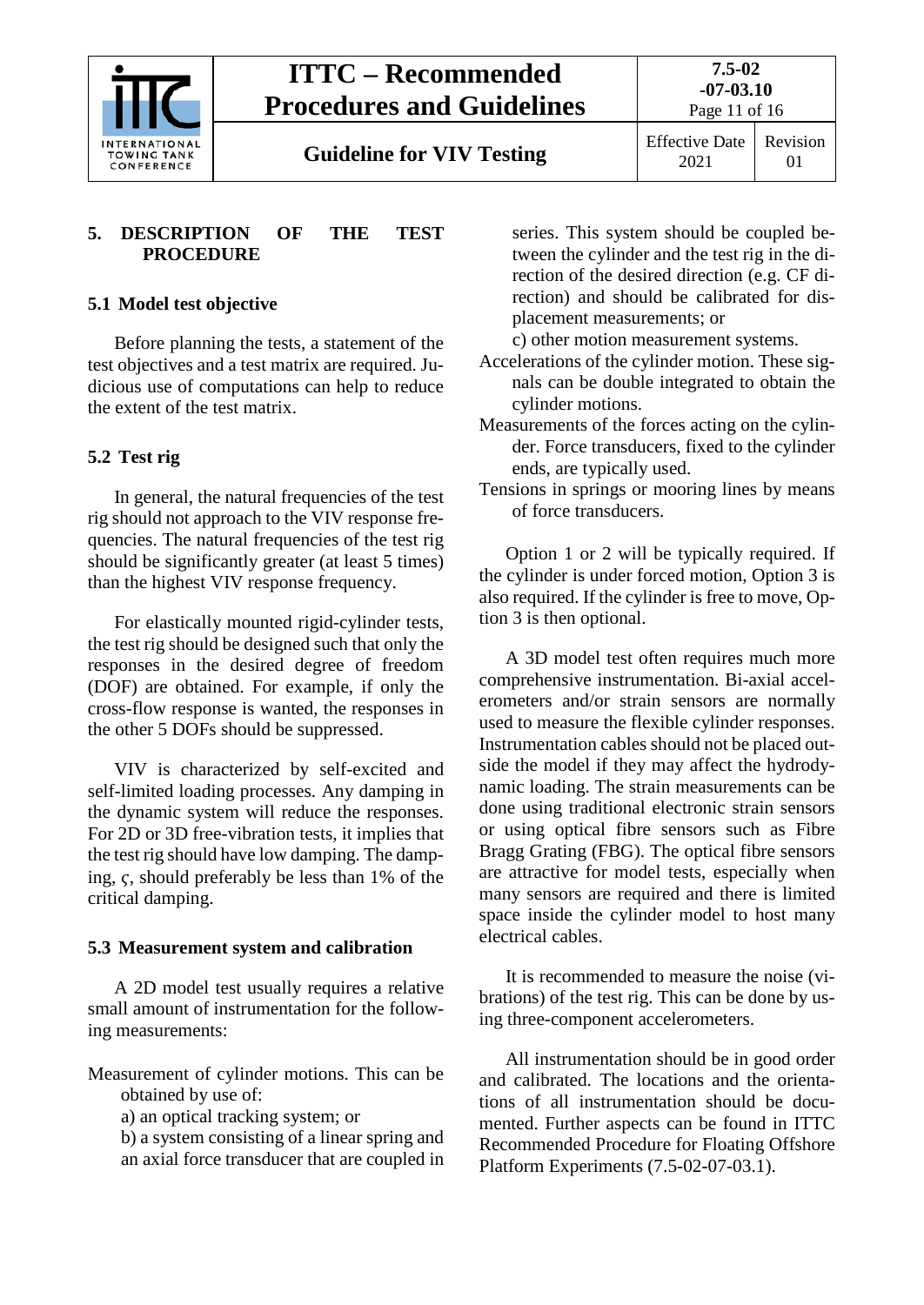## 5. DESCRIPTION OF THE TEST PROCEDURE

### 5.1 Model test objective

Before planning the tests, a statement of the test objectives and a test matrix are required. Judicious use of computations can help to reduce the extent of the test matrix.

### 5.2 Test rig

In general, the natural frequencies of the test rig should not approach to the VIV response frequencies. The natural frequencies of the test rig should be significantly greater (at least 5 times) than the highest VIV response frequency.

For elastically mounted rigid-cylinder tests, the test rig should be designed such that only the responses in the desired degree of freedom (DOF) are obtained. For example, if only the cross-flow response is wanted, the responses in the other 5 DOFs should be suppressed.

VIV is characterized by self-excited and self-limited loading processes. Any damping in the dynamic system will reduce the responses. For 2D or 3D free-vibration tests, it implies that the test rig should have low damping. The damping, $\varsigma$, should preferably be less than 1% of the critical damping.

### 5.3 Measurement system and calibration

A 2D model test usually requires a relative small amount of instrumentation for the following measurements:

Measurement of cylinder motions. This can be obtained by use of:
a) an optical tracking system; or
b) a system consisting of a linear spring and an axial force transducer that are coupled in series. This system should be coupled between the cylinder and the test rig in the direction of the desired direction (e.g. CF direction) and should be calibrated for displacement measurements; or
c) other motion measurement systems.

Accelerations of the cylinder motion. These signals can be double integrated to obtain the cylinder motions.

Measurements of the forces acting on the cylinder. Force transducers, fixed to the cylinder ends, are typically used.

Tensions in springs or mooring lines by means of force transducers.

Option 1 or 2 will be typically required. If the cylinder is under forced motion, Option 3 is also required. If the cylinder is free to move, Option 3 is then optional.

A 3D model test often requires much more comprehensive instrumentation. Bi-axial accelerometers and/or strain sensors are normally used to measure the flexible cylinder responses. Instrumentation cables should not be placed outside the model if they may affect the hydrodynamic loading. The strain measurements can be done using traditional electronic strain sensors or using optical fibre sensors such as Fibre Bragg Grating (FBG). The optical fibre sensors are attractive for model tests, especially when many sensors are required and there is limited space inside the cylinder model to host many electrical cables.

It is recommended to measure the noise (vibrations) of the test rig. This can be done by using three-component accelerometers.

All instrumentation should be in good order and calibrated. The locations and the orientations of all instrumentation should be documented. Further aspects can be found in ITTC Recommended Procedure for Floating Offshore Platform Experiments (7.5-02-07-03.1).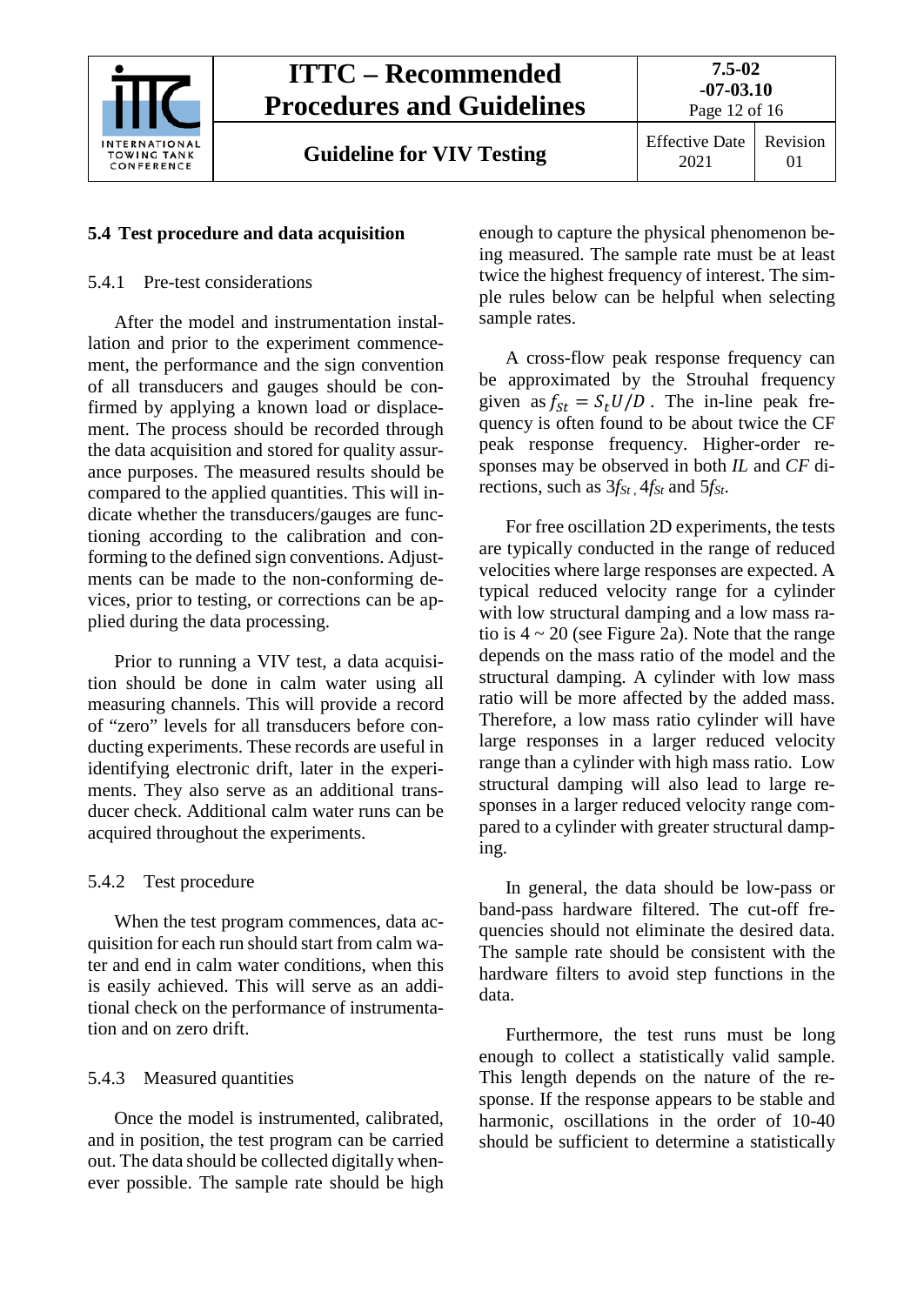## 5.4 Test procedure and data acquisition

### 5.4.1 Pre-test considerations

After the model and instrumentation installation and prior to the experiment commencement, the performance and the sign convention of all transducers and gauges should be confirmed by applying a known load or displacement. The process should be recorded through the data acquisition and stored for quality assurance purposes. The measured results should be compared to the applied quantities. This will indicate whether the transducers/gauges are functioning according to the calibration and conforming to the defined sign conventions. Adjustments can be made to the non-conforming devices, prior to testing, or corrections can be applied during the data processing.

Prior to running a VIV test, a data acquisition should be done in calm water using all measuring channels. This will provide a record of "zero" levels for all transducers before conducting experiments. These records are useful in identifying electronic drift, later in the experiments. They also serve as an additional transducer check. Additional calm water runs can be acquired throughout the experiments.

### 5.4.2 Test procedure

When the test program commences, data acquisition for each run should start from calm water and end in calm water conditions, when this is easily achieved. This will serve as an additional check on the performance of instrumentation and on zero drift.

### 5.4.3 Measured quantities

Once the model is instrumented, calibrated, and in position, the test program can be carried out. The data should be collected digitally whenever possible. The sample rate should be high enough to capture the physical phenomenon being measured. The sample rate must be at least twice the highest frequency of interest. The simple rules below can be helpful when selecting sample rates.

A cross-flow peak response frequency can be approximated by the Strouhal frequency given as $f_{St} = S_t U/D$. The in-line peak frequency is often found to be about twice the CF peak response frequency. Higher-order responses may be observed in both *IL* and *CF* directions, such as $3f_{St}$, $4f_{St}$ and $5f_{St}$.

For free oscillation 2D experiments, the tests are typically conducted in the range of reduced velocities where large responses are expected. A typical reduced velocity range for a cylinder with low structural damping and a low mass ratio is 4 ~ 20 (see Figure 2a). Note that the range depends on the mass ratio of the model and the structural damping. A cylinder with low mass ratio will be more affected by the added mass. Therefore, a low mass ratio cylinder will have large responses in a larger reduced velocity range than a cylinder with high mass ratio. Low structural damping will also lead to large responses in a larger reduced velocity range compared to a cylinder with greater structural damping.

In general, the data should be low-pass or band-pass hardware filtered. The cut-off frequencies should not eliminate the desired data. The sample rate should be consistent with the hardware filters to avoid step functions in the data.

Furthermore, the test runs must be long enough to collect a statistically valid sample. This length depends on the nature of the response. If the response appears to be stable and harmonic, oscillations in the order of 10-40 should be sufficient to determine a statistically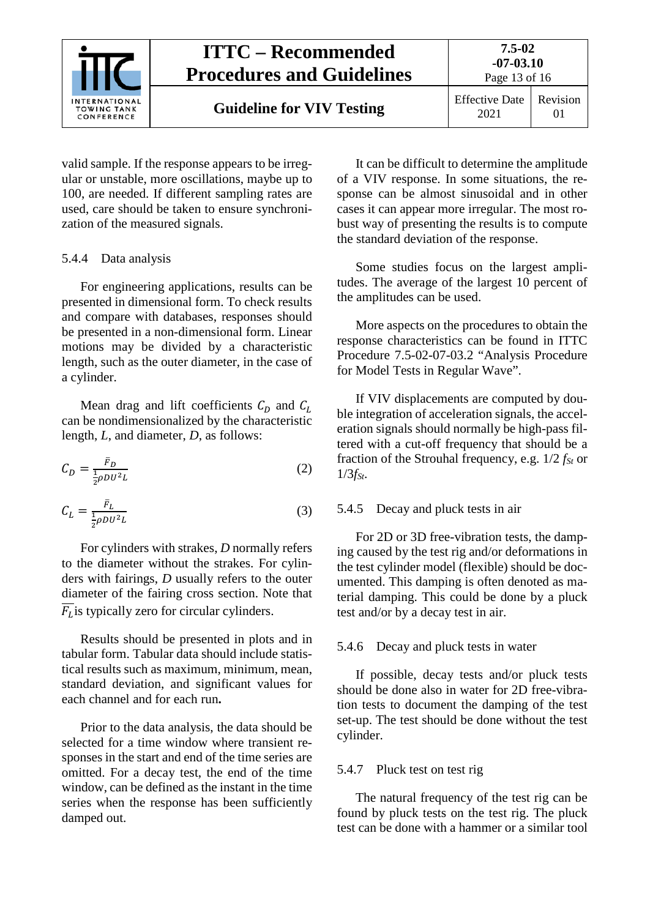valid sample. If the response appears to be irregular or unstable, more oscillations, maybe up to 100, are needed. If different sampling rates are used, care should be taken to ensure synchronization of the measured signals.

### 5.4.4 Data analysis

For engineering applications, results can be presented in dimensional form. To check results and compare with databases, responses should be presented in a non-dimensional form. Linear motions may be divided by a characteristic length, such as the outer diameter, in the case of a cylinder.

Mean drag and lift coefficients $C_D$ and $C_L$ can be nondimensionalized by the characteristic length, *L*, and diameter, *D*, as follows:

$$C_D = \frac{\bar{F}_D}{\frac{1}{2}\rho D U^2 L} \tag{2}$$

$$C_L = \frac{\bar{F}_L}{\frac{1}{2}\rho D U^2 L} \tag{3}$$

For cylinders with strakes, *D* normally refers to the diameter without the strakes. For cylinders with fairings, *D* usually refers to the outer diameter of the fairing cross section. Note that $\overline{F_L}$ is typically zero for circular cylinders.

Results should be presented in plots and in tabular form. Tabular data should include statistical results such as maximum, minimum, mean, standard deviation, and significant values for each channel and for each run**.**

Prior to the data analysis, the data should be selected for a time window where transient responses in the start and end of the time series are omitted. For a decay test, the end of the time window, can be defined as the instant in the time series when the response has been sufficiently damped out.

It can be difficult to determine the amplitude of a VIV response. In some situations, the response can be almost sinusoidal and in other cases it can appear more irregular. The most robust way of presenting the results is to compute the standard deviation of the response.

Some studies focus on the largest amplitudes. The average of the largest 10 percent of the amplitudes can be used.

More aspects on the procedures to obtain the response characteristics can be found in ITTC Procedure 7.5-02-07-03.2 "Analysis Procedure for Model Tests in Regular Wave".

If VIV displacements are computed by double integration of acceleration signals, the acceleration signals should normally be high-pass filtered with a cut-off frequency that should be a fraction of the Strouhal frequency, e.g. 1/2 $f_{St}$ or 1/3$f_{St}$.

### 5.4.5 Decay and pluck tests in air

For 2D or 3D free-vibration tests, the damping caused by the test rig and/or deformations in the test cylinder model (flexible) should be documented. This damping is often denoted as material damping. This could be done by a pluck test and/or by a decay test in air.

### 5.4.6 Decay and pluck tests in water

If possible, decay tests and/or pluck tests should be done also in water for 2D free-vibration tests to document the damping of the test set-up. The test should be done without the test cylinder.

### 5.4.7 Pluck test on test rig

The natural frequency of the test rig can be found by pluck tests on the test rig. The pluck test can be done with a hammer or a similar tool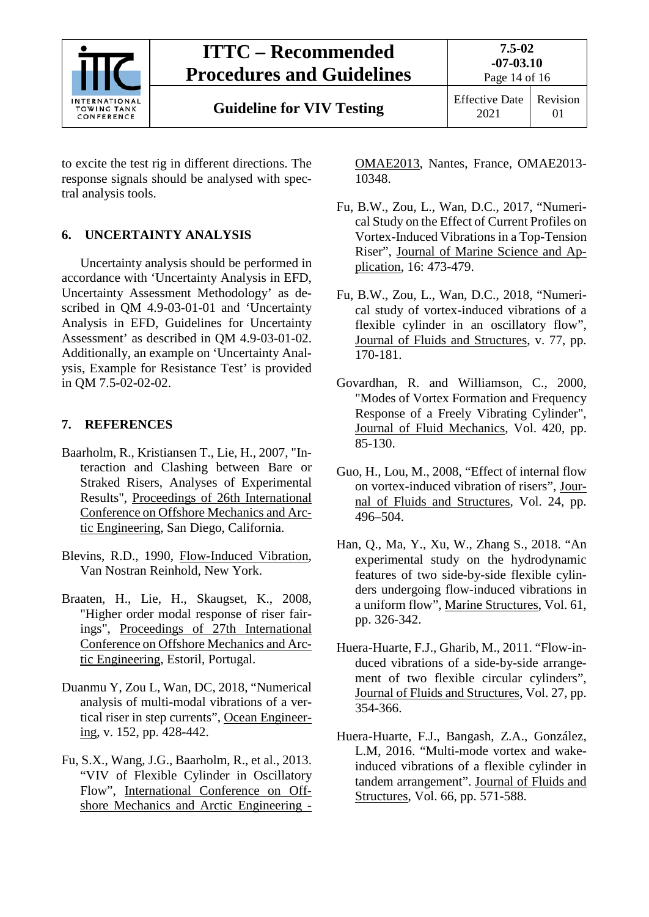to excite the test rig in different directions. The response signals should be analysed with spectral analysis tools.

## 6. UNCERTAINTY ANALYSIS

Uncertainty analysis should be performed in accordance with 'Uncertainty Analysis in EFD, Uncertainty Assessment Methodology' as described in QM 4.9-03-01-01 and 'Uncertainty Analysis in EFD, Guidelines for Uncertainty Assessment' as described in QM 4.9-03-01-02. Additionally, an example on 'Uncertainty Analysis, Example for Resistance Test' is provided in QM 7.5-02-02-02.

## 7. REFERENCES

Baarholm, R., Kristiansen T., Lie, H., 2007, "Interaction and Clashing between Bare or Straked Risers, Analyses of Experimental Results", Proceedings of 26th International Conference on Offshore Mechanics and Arctic Engineering, San Diego, California.

Blevins, R.D., 1990, Flow-Induced Vibration, Van Nostran Reinhold, New York.

Braaten, H., Lie, H., Skaugset, K., 2008, "Higher order modal response of riser fairings", Proceedings of 27th International Conference on Offshore Mechanics and Arctic Engineering, Estoril, Portugal.

Duanmu Y, Zou L, Wan, DC, 2018, "Numerical analysis of multi-modal vibrations of a vertical riser in step currents", Ocean Engineering, v. 152, pp. 428-442.

Fu, S.X., Wang, J.G., Baarholm, R., et al., 2013. "VIV of Flexible Cylinder in Oscillatory Flow", International Conference on Offshore Mechanics and Arctic Engineering - OMAE2013, Nantes, France, OMAE2013-10348.

Fu, B.W., Zou, L., Wan, D.C., 2017, "Numerical Study on the Effect of Current Profiles on Vortex-Induced Vibrations in a Top-Tension Riser", Journal of Marine Science and Application, 16: 473-479.

Fu, B.W., Zou, L., Wan, D.C., 2018, "Numerical study of vortex-induced vibrations of a flexible cylinder in an oscillatory flow", Journal of Fluids and Structures, v. 77, pp. 170-181.

Govardhan, R. and Williamson, C., 2000, "Modes of Vortex Formation and Frequency Response of a Freely Vibrating Cylinder", Journal of Fluid Mechanics, Vol. 420, pp. 85-130.

Guo, H., Lou, M., 2008, "Effect of internal flow on vortex-induced vibration of risers", Journal of Fluids and Structures, Vol. 24, pp. 496–504.

Han, Q., Ma, Y., Xu, W., Zhang S., 2018. "An experimental study on the hydrodynamic features of two side-by-side flexible cylinders undergoing flow-induced vibrations in a uniform flow", Marine Structures, Vol. 61, pp. 326-342.

Huera-Huarte, F.J., Gharib, M., 2011. "Flow-induced vibrations of a side-by-side arrangement of two flexible circular cylinders", Journal of Fluids and Structures, Vol. 27, pp. 354-366.

Huera-Huarte, F.J., Bangash, Z.A., González, L.M, 2016. "Multi-mode vortex and wake-induced vibrations of a flexible cylinder in tandem arrangement". Journal of Fluids and Structures, Vol. 66, pp. 571-588.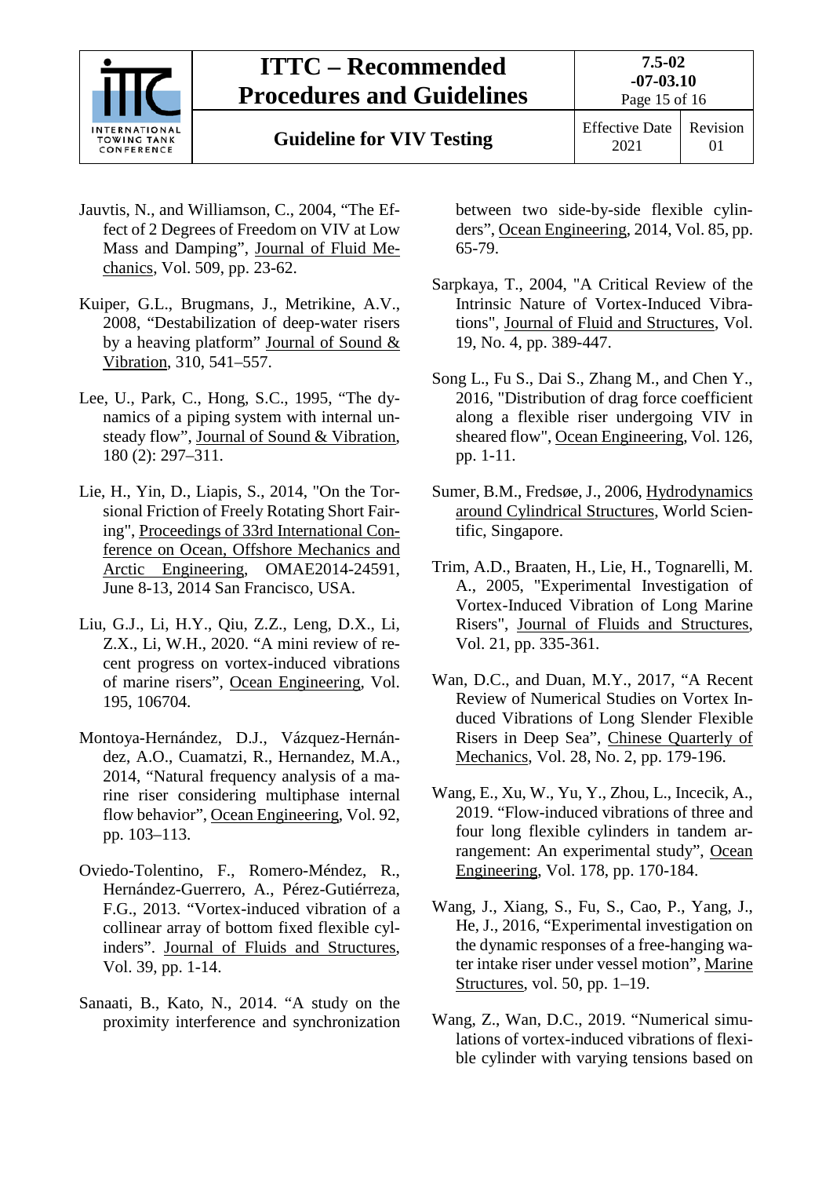Jauvtis, N., and Williamson, C., 2004, "The Effect of 2 Degrees of Freedom on VIV at Low Mass and Damping", Journal of Fluid Mechanics, Vol. 509, pp. 23-62.

Kuiper, G.L., Brugmans, J., Metrikine, A.V., 2008, "Destabilization of deep-water risers by a heaving platform" Journal of Sound & Vibration, 310, 541–557.

Lee, U., Park, C., Hong, S.C., 1995, "The dynamics of a piping system with internal unsteady flow", Journal of Sound & Vibration, 180 (2): 297–311.

Lie, H., Yin, D., Liapis, S., 2014, "On the Torsional Friction of Freely Rotating Short Fairing", Proceedings of 33rd International Conference on Ocean, Offshore Mechanics and Arctic Engineering, OMAE2014-24591, June 8-13, 2014 San Francisco, USA.

Liu, G.J., Li, H.Y., Qiu, Z.Z., Leng, D.X., Li, Z.X., Li, W.H., 2020. "A mini review of recent progress on vortex-induced vibrations of marine risers", Ocean Engineering, Vol. 195, 106704.

Montoya-Hernández, D.J., Vázquez-Hernández, A.O., Cuamatzi, R., Hernandez, M.A., 2014, "Natural frequency analysis of a marine riser considering multiphase internal flow behavior", Ocean Engineering, Vol. 92, pp. 103–113.

Oviedo-Tolentino, F., Romero-Méndez, R., Hernández-Guerrero, A., Pérez-Gutiérreza, F.G., 2013. "Vortex-induced vibration of a collinear array of bottom fixed flexible cylinders". Journal of Fluids and Structures, Vol. 39, pp. 1-14.

Sanaati, B., Kato, N., 2014. "A study on the proximity interference and synchronization between two side-by-side flexible cylinders", Ocean Engineering, 2014, Vol. 85, pp. 65-79.

Sarpkaya, T., 2004, "A Critical Review of the Intrinsic Nature of Vortex-Induced Vibrations", Journal of Fluid and Structures, Vol. 19, No. 4, pp. 389-447.

Song L., Fu S., Dai S., Zhang M., and Chen Y., 2016, "Distribution of drag force coefficient along a flexible riser undergoing VIV in sheared flow", Ocean Engineering, Vol. 126, pp. 1-11.

Sumer, B.M., Fredsøe, J., 2006, Hydrodynamics around Cylindrical Structures, World Scientific, Singapore.

Trim, A.D., Braaten, H., Lie, H., Tognarelli, M. A., 2005, "Experimental Investigation of Vortex-Induced Vibration of Long Marine Risers", Journal of Fluids and Structures, Vol. 21, pp. 335-361.

Wan, D.C., and Duan, M.Y., 2017, "A Recent Review of Numerical Studies on Vortex Induced Vibrations of Long Slender Flexible Risers in Deep Sea", Chinese Quarterly of Mechanics, Vol. 28, No. 2, pp. 179-196.

Wang, E., Xu, W., Yu, Y., Zhou, L., Incecik, A., 2019. "Flow-induced vibrations of three and four long flexible cylinders in tandem arrangement: An experimental study", Ocean Engineering, Vol. 178, pp. 170-184.

Wang, J., Xiang, S., Fu, S., Cao, P., Yang, J., He, J., 2016, "Experimental investigation on the dynamic responses of a free-hanging water intake riser under vessel motion", Marine Structures, vol. 50, pp. 1–19.

Wang, Z., Wan, D.C., 2019. "Numerical simulations of vortex-induced vibrations of flexible cylinder with varying tensions based on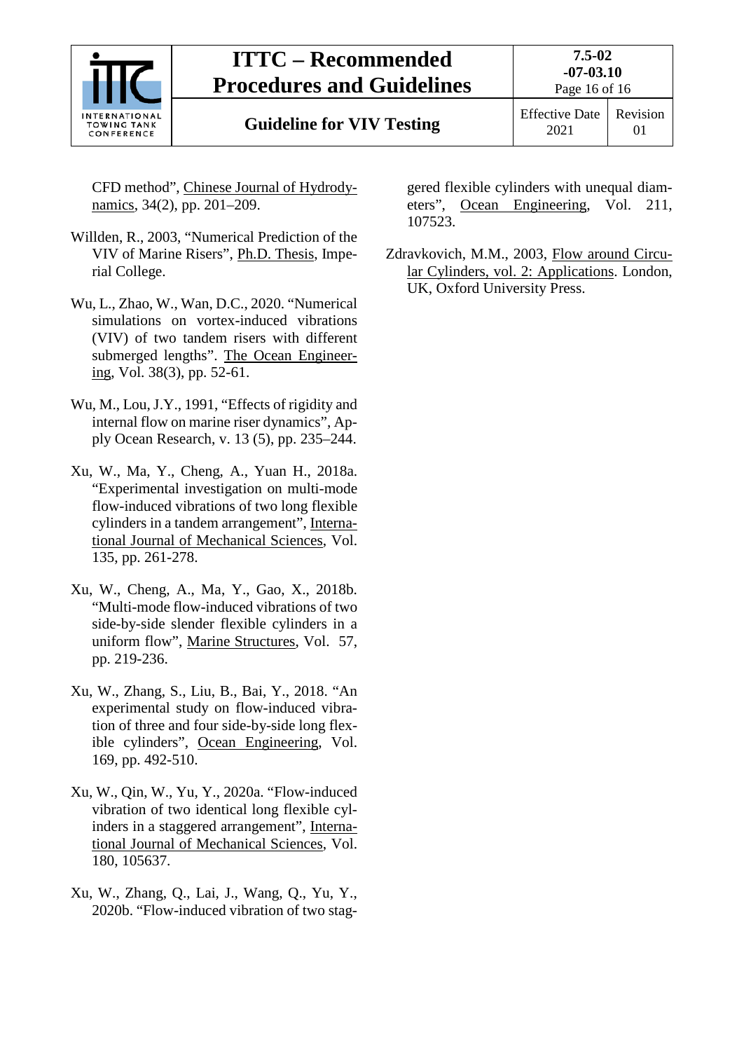CFD method", Chinese Journal of Hydrodynamics, 34(2), pp. 201–209.

Willden, R., 2003, "Numerical Prediction of the VIV of Marine Risers", Ph.D. Thesis, Imperial College.

Wu, L., Zhao, W., Wan, D.C., 2020. "Numerical simulations on vortex-induced vibrations (VIV) of two tandem risers with different submerged lengths". The Ocean Engineering, Vol. 38(3), pp. 52-61.

Wu, M., Lou, J.Y., 1991, "Effects of rigidity and internal flow on marine riser dynamics", Apply Ocean Research, v. 13 (5), pp. 235–244.

Xu, W., Ma, Y., Cheng, A., Yuan H., 2018a. "Experimental investigation on multi-mode flow-induced vibrations of two long flexible cylinders in a tandem arrangement", International Journal of Mechanical Sciences, Vol. 135, pp. 261-278.

Xu, W., Cheng, A., Ma, Y., Gao, X., 2018b. "Multi-mode flow-induced vibrations of two side-by-side slender flexible cylinders in a uniform flow", Marine Structures, Vol. 57, pp. 219-236.

Xu, W., Zhang, S., Liu, B., Bai, Y., 2018. "An experimental study on flow-induced vibration of three and four side-by-side long flexible cylinders", Ocean Engineering, Vol. 169, pp. 492-510.

Xu, W., Qin, W., Yu, Y., 2020a. "Flow-induced vibration of two identical long flexible cylinders in a staggered arrangement", International Journal of Mechanical Sciences, Vol. 180, 105637.

Xu, W., Zhang, Q., Lai, J., Wang, Q., Yu, Y., 2020b. "Flow-induced vibration of two staggered flexible cylinders with unequal diameters", Ocean Engineering, Vol. 211, 107523.

Zdravkovich, M.M., 2003, Flow around Circular Cylinders, vol. 2: Applications. London, UK, Oxford University Press.